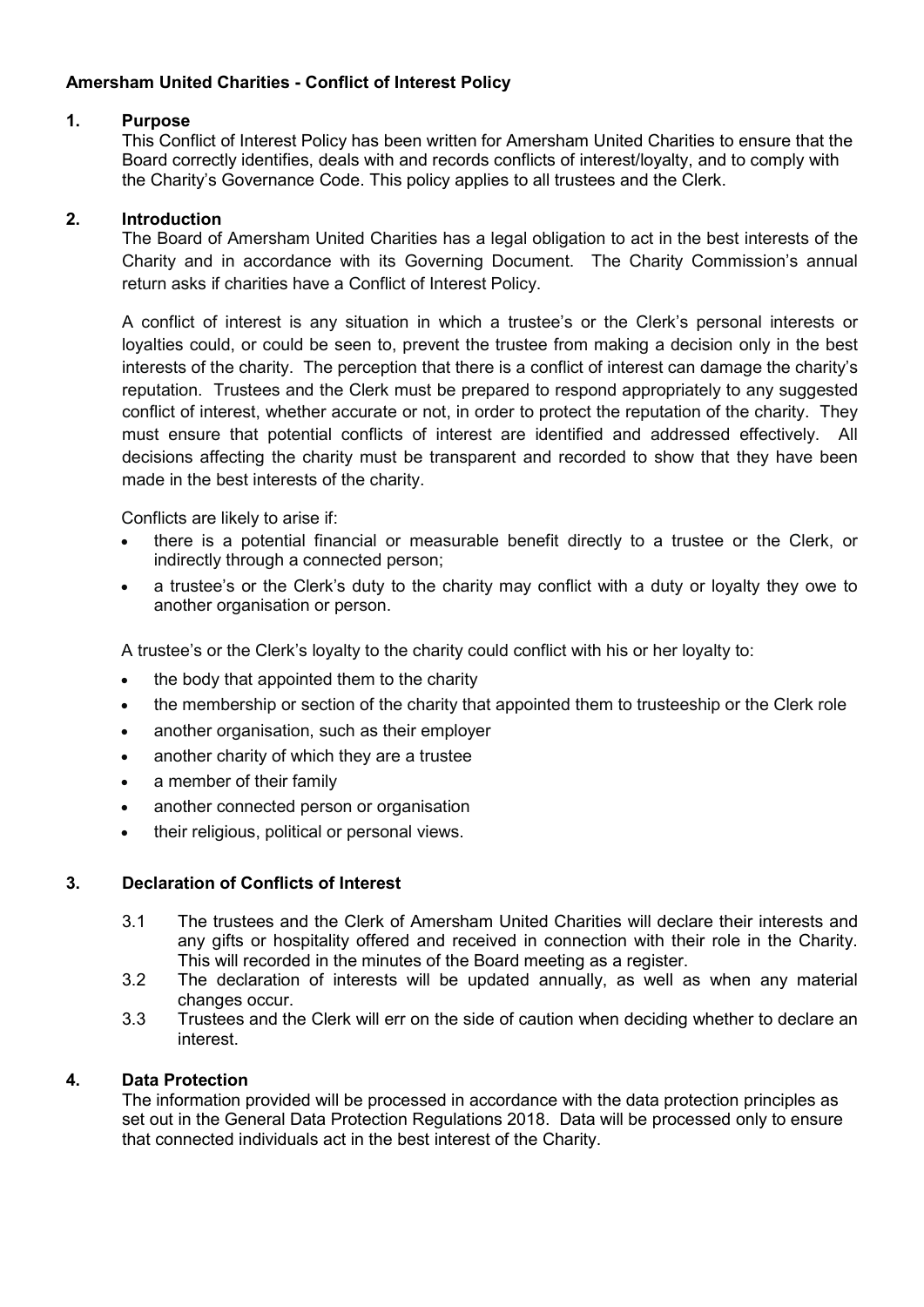**Amersham United Charities - Conflict of Interest Policy**

## 1. Purpose

This Conflict of Interest Policy has been written for Amersham United Charities to ensure that the Board correctly identifies, deals with and records conflicts of interest/loyalty, and to comply with the Charity's Governance Code. This policy applies to all trustees and the Clerk.

## 2. Introduction

The Board of Amersham United Charities has a legal obligation to act in the best interests of the Charity and in accordance with its Governing Document. The Charity Commission's annual return asks if charities have a Conflict of Interest Policy.

A conflict of interest is any situation in which a trustee's or the Clerk's personal interests or loyalties could, or could be seen to, prevent the trustee from making a decision only in the best interests of the charity. The perception that there is a conflict of interest can damage the charity's reputation. Trustees and the Clerk must be prepared to respond appropriately to any suggested conflict of interest, whether accurate or not, in order to protect the reputation of the charity. They must ensure that potential conflicts of interest are identified and addressed effectively. All decisions affecting the charity must be transparent and recorded to show that they have been made in the best interests of the charity.

Conflicts are likely to arise if:

- there is a potential financial or measurable benefit directly to a trustee or the Clerk, or indirectly through a connected person;
- a trustee's or the Clerk's duty to the charity may conflict with a duty or loyalty they owe to another organisation or person.

A trustee's or the Clerk's loyalty to the charity could conflict with his or her loyalty to:

- the body that appointed them to the charity
- the membership or section of the charity that appointed them to trusteeship or the Clerk role
- another organisation, such as their employer
- another charity of which they are a trustee
- a member of their family
- another connected person or organisation
- their religious, political or personal views.

## 3. Declaration of Conflicts of Interest

3.1 The trustees and the Clerk of Amersham United Charities will declare their interests and any gifts or hospitality offered and received in connection with their role in the Charity. This will recorded in the minutes of the Board meeting as a register.

3.2 The declaration of interests will be updated annually, as well as when any material changes occur.

3.3 Trustees and the Clerk will err on the side of caution when deciding whether to declare an interest.

## 4. Data Protection

The information provided will be processed in accordance with the data protection principles as set out in the General Data Protection Regulations 2018. Data will be processed only to ensure that connected individuals act in the best interest of the Charity.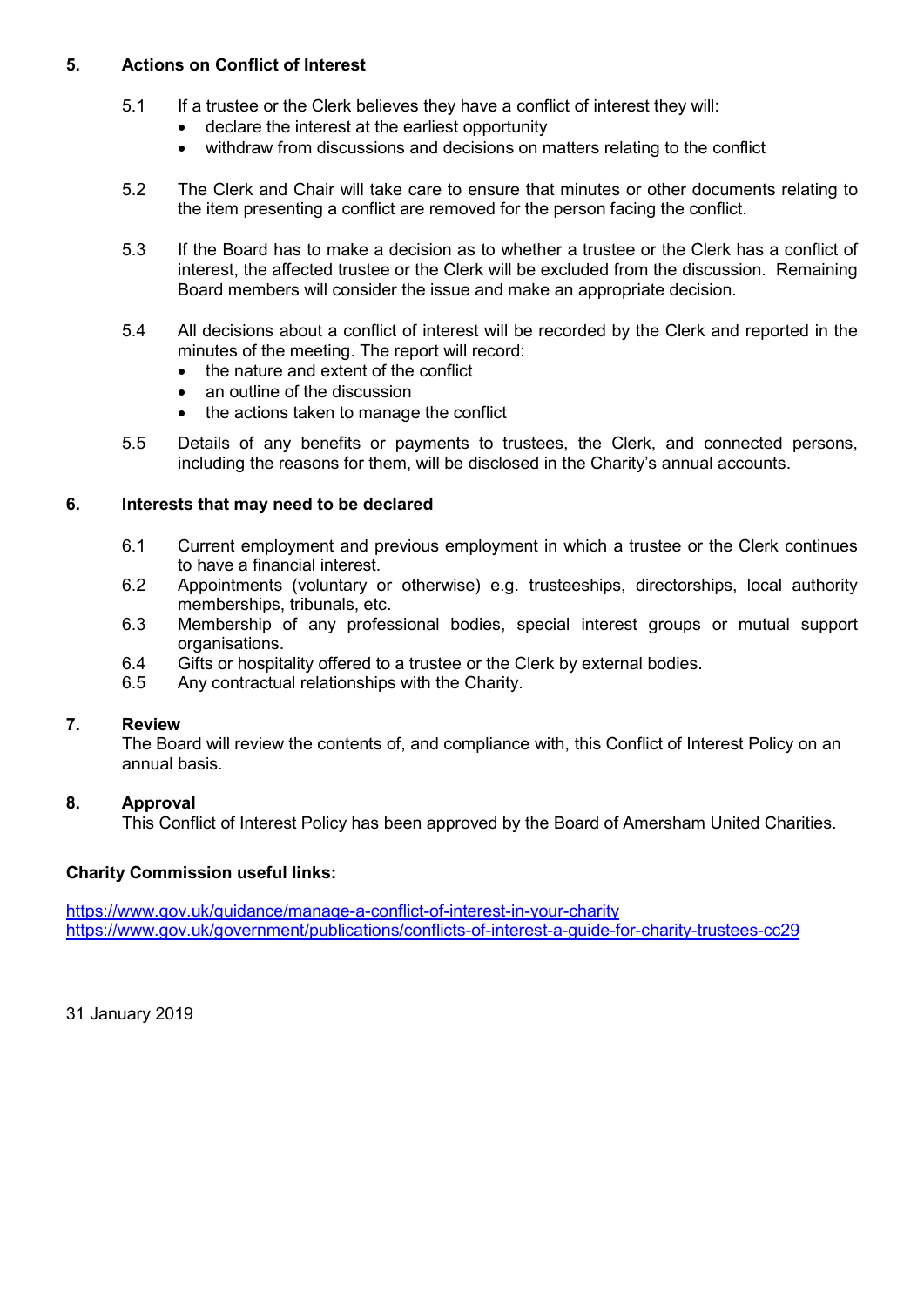## 5. Actions on Conflict of Interest

5.1 If a trustee or the Clerk believes they have a conflict of interest they will:

- declare the interest at the earliest opportunity
- withdraw from discussions and decisions on matters relating to the conflict

5.2 The Clerk and Chair will take care to ensure that minutes or other documents relating to the item presenting a conflict are removed for the person facing the conflict.

5.3 If the Board has to make a decision as to whether a trustee or the Clerk has a conflict of interest, the affected trustee or the Clerk will be excluded from the discussion. Remaining Board members will consider the issue and make an appropriate decision.

5.4 All decisions about a conflict of interest will be recorded by the Clerk and reported in the minutes of the meeting. The report will record:

- the nature and extent of the conflict
- an outline of the discussion
- the actions taken to manage the conflict

5.5 Details of any benefits or payments to trustees, the Clerk, and connected persons, including the reasons for them, will be disclosed in the Charity's annual accounts.

## 6. Interests that may need to be declared

6.1 Current employment and previous employment in which a trustee or the Clerk continues to have a financial interest.

6.2 Appointments (voluntary or otherwise) e.g. trusteeships, directorships, local authority memberships, tribunals, etc.

6.3 Membership of any professional bodies, special interest groups or mutual support organisations.

6.4 Gifts or hospitality offered to a trustee or the Clerk by external bodies.

6.5 Any contractual relationships with the Charity.

## 7. Review

The Board will review the contents of, and compliance with, this Conflict of Interest Policy on an annual basis.

## 8. Approval

This Conflict of Interest Policy has been approved by the Board of Amersham United Charities.

**Charity Commission useful links:**

https://www.gov.uk/guidance/manage-a-conflict-of-interest-in-your-charity
https://www.gov.uk/government/publications/conflicts-of-interest-a-guide-for-charity-trustees-cc29

31 January 2019